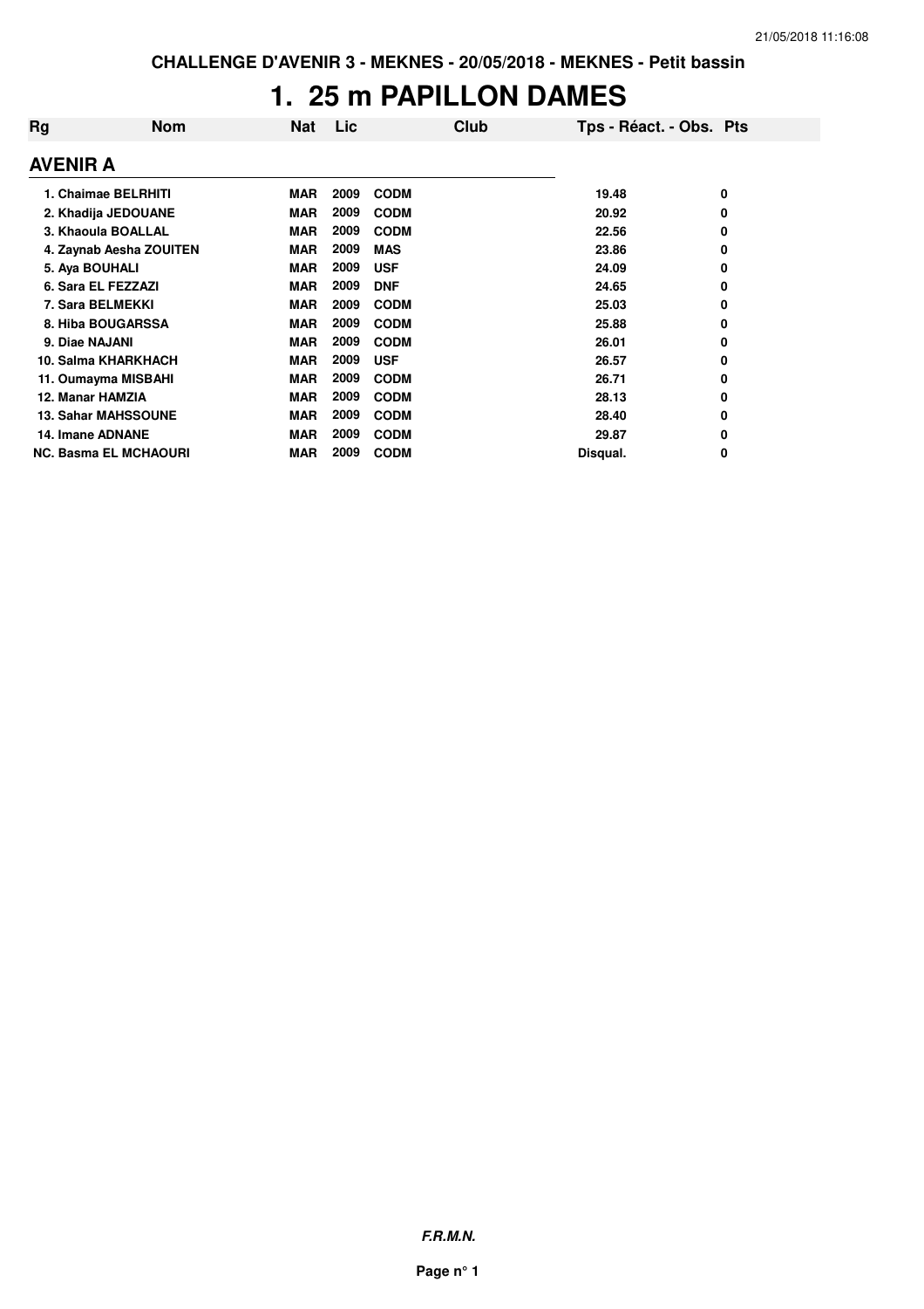**CHALLENGE D'AVENIR 3 - MEKNES - 20/05/2018 - MEKNES - Petit bassin**

# 1. 25 m PAPILLON DAMES

| Rg | Nom | Nat | Lic | Club | Tps - Réact. - Obs. | Pts |
|---|---|---|---|---|---|---|

## AVENIR A

| Rg | Nom | Nat | Lic | Club | Tps - Réact. - Obs. | Pts |
|---|---|---|---|---|---|---|
| 1. | Chaimae BELRHITI | MAR | 2009 | CODM | 19.48 | 0 |
| 2. | Khadija JEDOUANE | MAR | 2009 | CODM | 20.92 | 0 |
| 3. | Khaoula BOALLAL | MAR | 2009 | CODM | 22.56 | 0 |
| 4. | Zaynab Aesha ZOUITEN | MAR | 2009 | MAS | 23.86 | 0 |
| 5. | Aya BOUHALI | MAR | 2009 | USF | 24.09 | 0 |
| 6. | Sara EL FEZZAZI | MAR | 2009 | DNF | 24.65 | 0 |
| 7. | Sara BELMEKKI | MAR | 2009 | CODM | 25.03 | 0 |
| 8. | Hiba BOUGARSSA | MAR | 2009 | CODM | 25.88 | 0 |
| 9. | Diae NAJANI | MAR | 2009 | CODM | 26.01 | 0 |
| 10. | Salma KHARKHACH | MAR | 2009 | USF | 26.57 | 0 |
| 11. | Oumayma MISBAHI | MAR | 2009 | CODM | 26.71 | 0 |
| 12. | Manar HAMZIA | MAR | 2009 | CODM | 28.13 | 0 |
| 13. | Sahar MAHSSOUNE | MAR | 2009 | CODM | 28.40 | 0 |
| 14. | Imane ADNANE | MAR | 2009 | CODM | 29.87 | 0 |
| NC. | Basma EL MCHAOURI | MAR | 2009 | CODM | Disqual. | 0 |

***F.R.M.N.***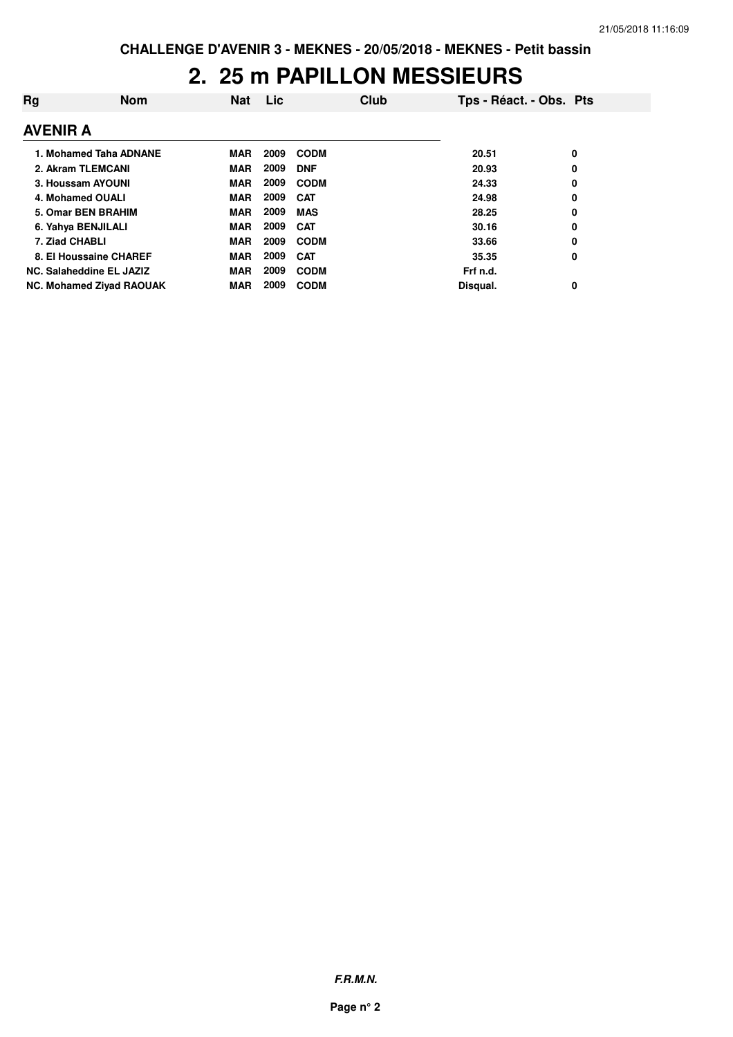**CHALLENGE D'AVENIR 3 - MEKNES - 20/05/2018 - MEKNES - Petit bassin**

# 2. 25 m PAPILLON MESSIEURS

| Rg | Nom | Nat | Lic | Club | Tps - Réact. - Obs. | Pts |
|---|---|---|---|---|---|---|
| **AVENIR A** | | | | | | |
| 1. | Mohamed Taha ADNANE | MAR | 2009 | CODM | 20.51 | 0 |
| 2. | Akram TLEMCANI | MAR | 2009 | DNF | 20.93 | 0 |
| 3. | Houssam AYOUNI | MAR | 2009 | CODM | 24.33 | 0 |
| 4. | Mohamed OUALI | MAR | 2009 | CAT | 24.98 | 0 |
| 5. | Omar BEN BRAHIM | MAR | 2009 | MAS | 28.25 | 0 |
| 6. | Yahya BENJILALI | MAR | 2009 | CAT | 30.16 | 0 |
| 7. | Ziad CHABLI | MAR | 2009 | CODM | 33.66 | 0 |
| 8. | El Houssaine CHAREF | MAR | 2009 | CAT | 35.35 | 0 |
| NC. | Salaheddine EL JAZIZ | MAR | 2009 | CODM | Frf n.d. | |
| NC. | Mohamed Ziyad RAOUAK | MAR | 2009 | CODM | Disqual. | 0 |

***F.R.M.N.***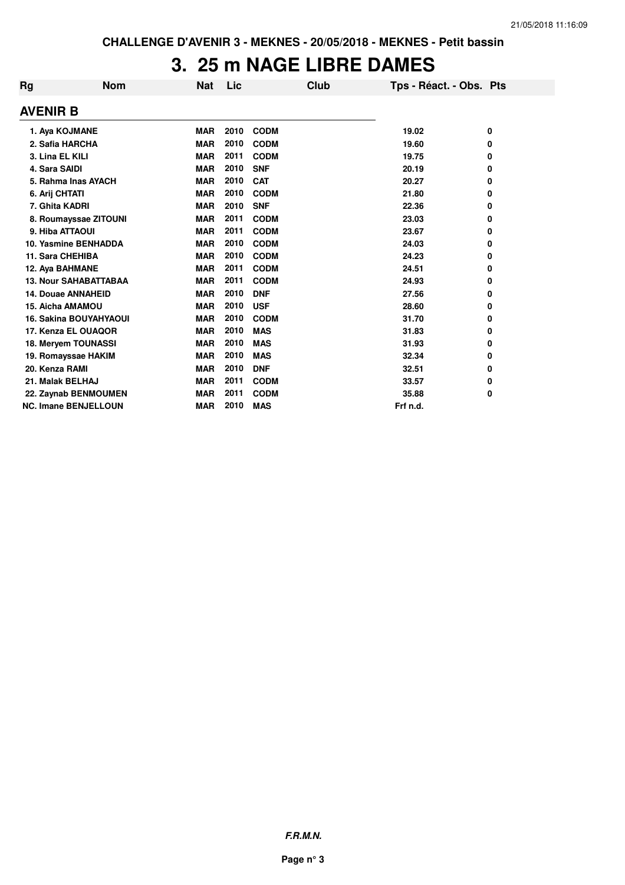**CHALLENGE D'AVENIR 3 - MEKNES - 20/05/2018 - MEKNES - Petit bassin**

# 3. 25 m NAGE LIBRE DAMES

| Rg | Nom | Nat | Lic | Club | Tps - Réact. - Obs. | Pts |
|---|---|---|---|---|---|---|
| **AVENIR B** | | | | | | |
| 1. | Aya KOJMANE | MAR | 2010 | CODM | 19.02 | 0 |
| 2. | Safia HARCHA | MAR | 2010 | CODM | 19.60 | 0 |
| 3. | Lina EL KILI | MAR | 2011 | CODM | 19.75 | 0 |
| 4. | Sara SAIDI | MAR | 2010 | SNF | 20.19 | 0 |
| 5. | Rahma Inas AYACH | MAR | 2010 | CAT | 20.27 | 0 |
| 6. | Arij CHTATI | MAR | 2010 | CODM | 21.80 | 0 |
| 7. | Ghita KADRI | MAR | 2010 | SNF | 22.36 | 0 |
| 8. | Roumayssae ZITOUNI | MAR | 2011 | CODM | 23.03 | 0 |
| 9. | Hiba ATTAOUI | MAR | 2011 | CODM | 23.67 | 0 |
| 10. | Yasmine BENHADDA | MAR | 2010 | CODM | 24.03 | 0 |
| 11. | Sara CHEHIBA | MAR | 2010 | CODM | 24.23 | 0 |
| 12. | Aya BAHMANE | MAR | 2011 | CODM | 24.51 | 0 |
| 13. | Nour SAHABATTABAA | MAR | 2011 | CODM | 24.93 | 0 |
| 14. | Douae ANNAHEID | MAR | 2010 | DNF | 27.56 | 0 |
| 15. | Aicha AMAMOU | MAR | 2010 | USF | 28.60 | 0 |
| 16. | Sakina BOUYAHYAOUI | MAR | 2010 | CODM | 31.70 | 0 |
| 17. | Kenza EL OUAQOR | MAR | 2010 | MAS | 31.83 | 0 |
| 18. | Meryem TOUNASSI | MAR | 2010 | MAS | 31.93 | 0 |
| 19. | Romayssae HAKIM | MAR | 2010 | MAS | 32.34 | 0 |
| 20. | Kenza RAMI | MAR | 2010 | DNF | 32.51 | 0 |
| 21. | Malak BELHAJ | MAR | 2011 | CODM | 33.57 | 0 |
| 22. | Zaynab BENMOUMEN | MAR | 2011 | CODM | 35.88 | 0 |
| NC. | Imane BENJELLOUN | MAR | 2010 | MAS | Frf n.d. | |

***F.R.M.N.***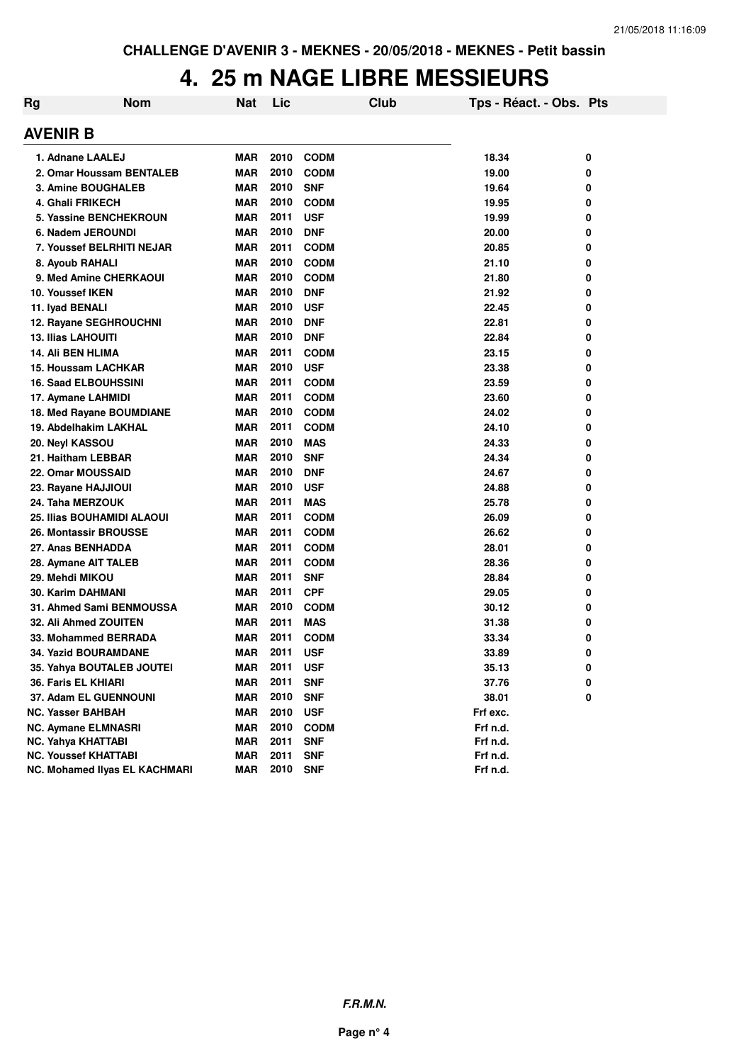CHALLENGE D'AVENIR 3 - MEKNES - 20/05/2018 - MEKNES - Petit bassin

# 4. 25 m NAGE LIBRE MESSIEURS

## AVENIR B

| Rg | Nom | Nat | Lic | Club | Tps - Réact. - Obs. | Pts |
|---|---|---|---|---|---|---|
| 1. | Adnane LAALEJ | MAR | 2010 | CODM | 18.34 | 0 |
| 2. | Omar Houssam BENTALEB | MAR | 2010 | CODM | 19.00 | 0 |
| 3. | Amine BOUGHALEB | MAR | 2010 | SNF | 19.64 | 0 |
| 4. | Ghali FRIKECH | MAR | 2010 | CODM | 19.95 | 0 |
| 5. | Yassine BENCHEKROUN | MAR | 2011 | USF | 19.99 | 0 |
| 6. | Nadem JEROUNDI | MAR | 2010 | DNF | 20.00 | 0 |
| 7. | Youssef BELRHITI NEJAR | MAR | 2011 | CODM | 20.85 | 0 |
| 8. | Ayoub RAHALI | MAR | 2010 | CODM | 21.10 | 0 |
| 9. | Med Amine CHERKAOUI | MAR | 2010 | CODM | 21.80 | 0 |
| 10. | Youssef IKEN | MAR | 2010 | DNF | 21.92 | 0 |
| 11. | Iyad BENALI | MAR | 2010 | USF | 22.45 | 0 |
| 12. | Rayane SEGHROUCHNI | MAR | 2010 | DNF | 22.81 | 0 |
| 13. | Ilias LAHOUITI | MAR | 2010 | DNF | 22.84 | 0 |
| 14. | Ali BEN HLIMA | MAR | 2011 | CODM | 23.15 | 0 |
| 15. | Houssam LACHKAR | MAR | 2010 | USF | 23.38 | 0 |
| 16. | Saad ELBOUHSSINI | MAR | 2011 | CODM | 23.59 | 0 |
| 17. | Aymane LAHMIDI | MAR | 2011 | CODM | 23.60 | 0 |
| 18. | Med Rayane BOUMDIANE | MAR | 2010 | CODM | 24.02 | 0 |
| 19. | Abdelhakim LAKHAL | MAR | 2011 | CODM | 24.10 | 0 |
| 20. | Neyl KASSOU | MAR | 2010 | MAS | 24.33 | 0 |
| 21. | Haitham LEBBAR | MAR | 2010 | SNF | 24.34 | 0 |
| 22. | Omar MOUSSAID | MAR | 2010 | DNF | 24.67 | 0 |
| 23. | Rayane HAJJIOUI | MAR | 2010 | USF | 24.88 | 0 |
| 24. | Taha MERZOUK | MAR | 2011 | MAS | 25.78 | 0 |
| 25. | Ilias BOUHAMIDI ALAOUI | MAR | 2011 | CODM | 26.09 | 0 |
| 26. | Montassir BROUSSE | MAR | 2011 | CODM | 26.62 | 0 |
| 27. | Anas BENHADDA | MAR | 2011 | CODM | 28.01 | 0 |
| 28. | Aymane AIT TALEB | MAR | 2011 | CODM | 28.36 | 0 |
| 29. | Mehdi MIKOU | MAR | 2011 | SNF | 28.84 | 0 |
| 30. | Karim DAHMANI | MAR | 2011 | CPF | 29.05 | 0 |
| 31. | Ahmed Sami BENMOUSSA | MAR | 2010 | CODM | 30.12 | 0 |
| 32. | Ali Ahmed ZOUITEN | MAR | 2011 | MAS | 31.38 | 0 |
| 33. | Mohammed BERRADA | MAR | 2011 | CODM | 33.34 | 0 |
| 34. | Yazid BOURAMDANE | MAR | 2011 | USF | 33.89 | 0 |
| 35. | Yahya BOUTALEB JOUTEI | MAR | 2011 | USF | 35.13 | 0 |
| 36. | Faris EL KHIARI | MAR | 2011 | SNF | 37.76 | 0 |
| 37. | Adam EL GUENNOUNI | MAR | 2010 | SNF | 38.01 | 0 |
| NC. | Yasser BAHBAH | MAR | 2010 | USF | Frf exc. | |
| NC. | Aymane ELMNASRI | MAR | 2010 | CODM | Frf n.d. | |
| NC. | Yahya KHATTABI | MAR | 2011 | SNF | Frf n.d. | |
| NC. | Youssef KHATTABI | MAR | 2011 | SNF | Frf n.d. | |
| NC. | Mohamed Ilyas EL KACHMARI | MAR | 2010 | SNF | Frf n.d. | |

**F.R.M.N.**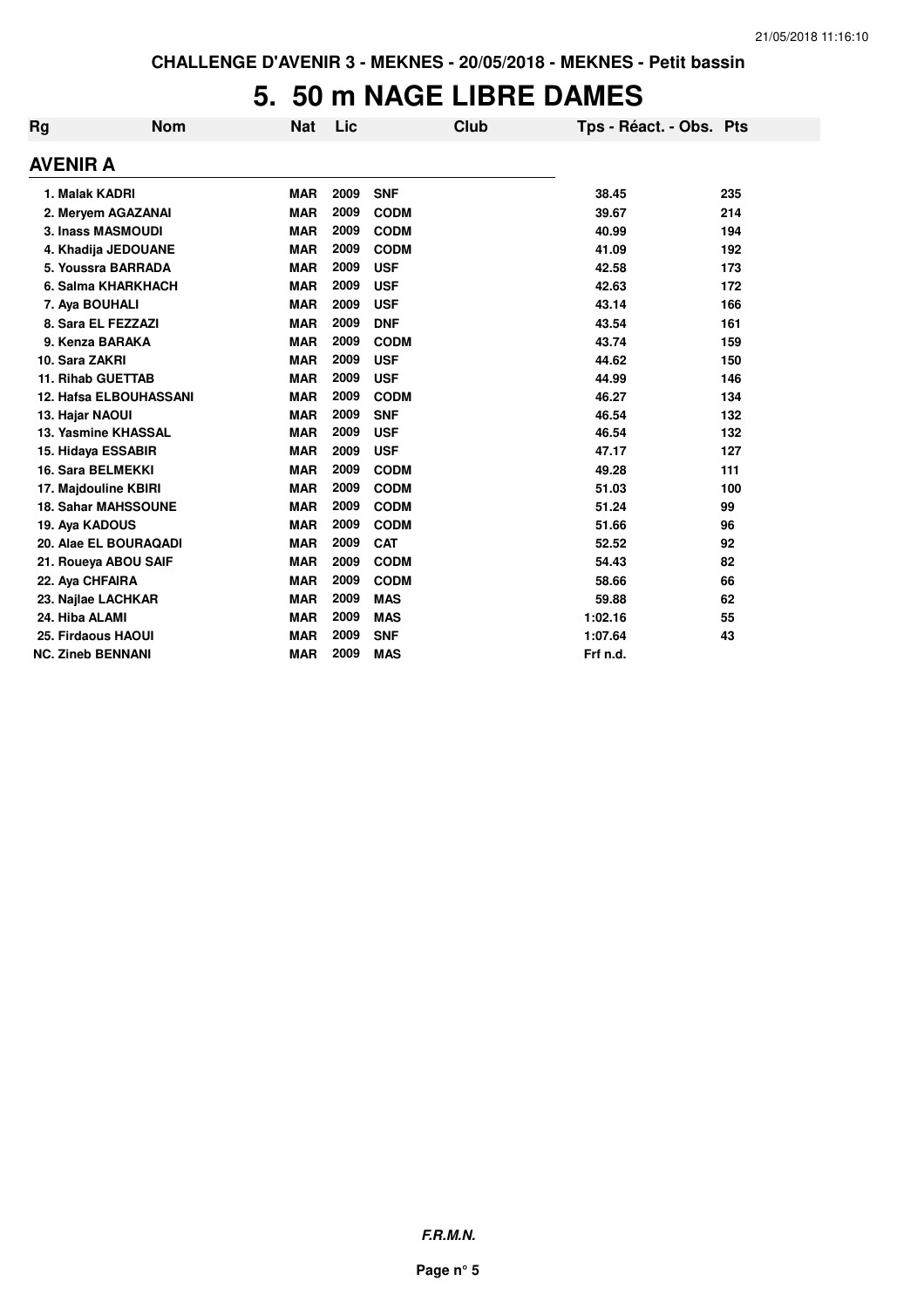CHALLENGE D'AVENIR 3 - MEKNES - 20/05/2018 - MEKNES - Petit bassin

# 5. 50 m NAGE LIBRE DAMES

| Rg | Nom | Nat | Lic | Club | Tps - Réact. - Obs. | Pts |
|---|---|---|---|---|---|---|
| **AVENIR A** | | | | | | |
| 1. Malak KADRI | | MAR | 2009 | SNF | 38.45 | 235 |
| 2. Meryem AGAZANAI | | MAR | 2009 | CODM | 39.67 | 214 |
| 3. Inass MASMOUDI | | MAR | 2009 | CODM | 40.99 | 194 |
| 4. Khadija JEDOUANE | | MAR | 2009 | CODM | 41.09 | 192 |
| 5. Youssra BARRADA | | MAR | 2009 | USF | 42.58 | 173 |
| 6. Salma KHARKHACH | | MAR | 2009 | USF | 42.63 | 172 |
| 7. Aya BOUHALI | | MAR | 2009 | USF | 43.14 | 166 |
| 8. Sara EL FEZZAZI | | MAR | 2009 | DNF | 43.54 | 161 |
| 9. Kenza BARAKA | | MAR | 2009 | CODM | 43.74 | 159 |
| 10. Sara ZAKRI | | MAR | 2009 | USF | 44.62 | 150 |
| 11. Rihab GUETTAB | | MAR | 2009 | USF | 44.99 | 146 |
| 12. Hafsa ELBOUHASSANI | | MAR | 2009 | CODM | 46.27 | 134 |
| 13. Hajar NAOUI | | MAR | 2009 | SNF | 46.54 | 132 |
| 13. Yasmine KHASSAL | | MAR | 2009 | USF | 46.54 | 132 |
| 15. Hidaya ESSABIR | | MAR | 2009 | USF | 47.17 | 127 |
| 16. Sara BELMEKKI | | MAR | 2009 | CODM | 49.28 | 111 |
| 17. Majdouline KBIRI | | MAR | 2009 | CODM | 51.03 | 100 |
| 18. Sahar MAHSSOUNE | | MAR | 2009 | CODM | 51.24 | 99 |
| 19. Aya KADOUS | | MAR | 2009 | CODM | 51.66 | 96 |
| 20. Alae EL BOURAQADI | | MAR | 2009 | CAT | 52.52 | 92 |
| 21. Roueya ABOU SAIF | | MAR | 2009 | CODM | 54.43 | 82 |
| 22. Aya CHFAIRA | | MAR | 2009 | CODM | 58.66 | 66 |
| 23. Najlae LACHKAR | | MAR | 2009 | MAS | 59.88 | 62 |
| 24. Hiba ALAMI | | MAR | 2009 | MAS | 1:02.16 | 55 |
| 25. Firdaous HAOUI | | MAR | 2009 | SNF | 1:07.64 | 43 |
| NC. Zineb BENNANI | | MAR | 2009 | MAS | Frf n.d. | |

*F.R.M.N.*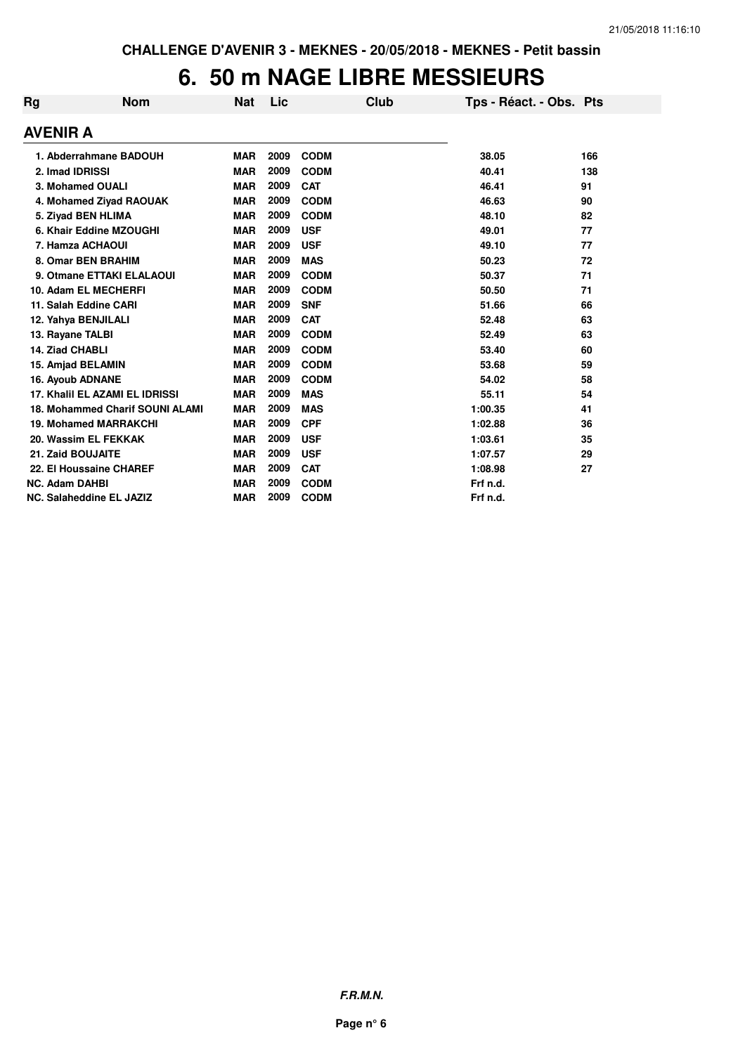# 6. 50 m NAGE LIBRE MESSIEURS

| Rg | Nom | Nat | Lic | Club | Tps - Réact. - Obs. | Pts |
|---|---|---|---|---|---|---|
| **AVENIR A** | | | | | | |
| 1. | Abderrahmane BADOUH | MAR | 2009 | CODM | 38.05 | 166 |
| 2. | Imad IDRISSI | MAR | 2009 | CODM | 40.41 | 138 |
| 3. | Mohamed OUALI | MAR | 2009 | CAT | 46.41 | 91 |
| 4. | Mohamed Ziyad RAOUAK | MAR | 2009 | CODM | 46.63 | 90 |
| 5. | Ziyad BEN HLIMA | MAR | 2009 | CODM | 48.10 | 82 |
| 6. | Khair Eddine MZOUGHI | MAR | 2009 | USF | 49.01 | 77 |
| 7. | Hamza ACHAOUI | MAR | 2009 | USF | 49.10 | 77 |
| 8. | Omar BEN BRAHIM | MAR | 2009 | MAS | 50.23 | 72 |
| 9. | Otmane ETTAKI ELALAOUI | MAR | 2009 | CODM | 50.37 | 71 |
| 10. | Adam EL MECHERFI | MAR | 2009 | CODM | 50.50 | 71 |
| 11. | Salah Eddine CARI | MAR | 2009 | SNF | 51.66 | 66 |
| 12. | Yahya BENJILALI | MAR | 2009 | CAT | 52.48 | 63 |
| 13. | Rayane TALBI | MAR | 2009 | CODM | 52.49 | 63 |
| 14. | Ziad CHABLI | MAR | 2009 | CODM | 53.40 | 60 |
| 15. | Amjad BELAMIN | MAR | 2009 | CODM | 53.68 | 59 |
| 16. | Ayoub ADNANE | MAR | 2009 | CODM | 54.02 | 58 |
| 17. | Khalil EL AZAMI EL IDRISSI | MAR | 2009 | MAS | 55.11 | 54 |
| 18. | Mohammed Charif SOUNI ALAMI | MAR | 2009 | MAS | 1:00.35 | 41 |
| 19. | Mohamed MARRAKCHI | MAR | 2009 | CPF | 1:02.88 | 36 |
| 20. | Wassim EL FEKKAK | MAR | 2009 | USF | 1:03.61 | 35 |
| 21. | Zaid BOUJAITE | MAR | 2009 | USF | 1:07.57 | 29 |
| 22. | El Houssaine CHAREF | MAR | 2009 | CAT | 1:08.98 | 27 |
| NC. | Adam DAHBI | MAR | 2009 | CODM | Frf n.d. | |
| NC. | Salaheddine EL JAZIZ | MAR | 2009 | CODM | Frf n.d. | |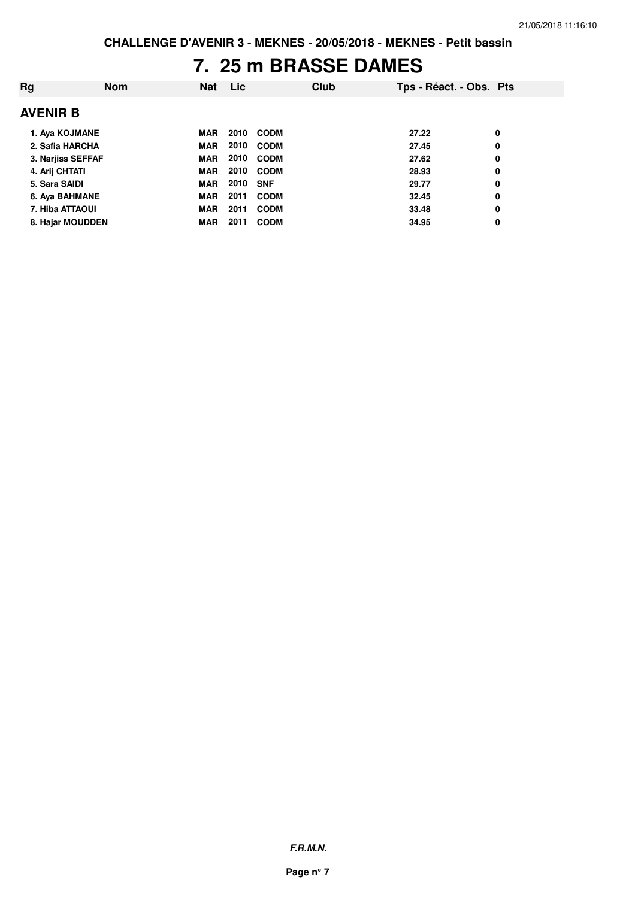CHALLENGE D'AVENIR 3 - MEKNES - 20/05/2018 - MEKNES - Petit bassin

# 7. 25 m BRASSE DAMES

| Rg | Nom | Nat | Lic | Club | Tps - Réact. - Obs. | Pts |
|---|---|---|---|---|---|---|
| **AVENIR B** | | | | | | |
| 1. | Aya KOJMANE | MAR | 2010 | CODM | 27.22 | 0 |
| 2. | Safia HARCHA | MAR | 2010 | CODM | 27.45 | 0 |
| 3. | Narjiss SEFFAF | MAR | 2010 | CODM | 27.62 | 0 |
| 4. | Arij CHTATI | MAR | 2010 | CODM | 28.93 | 0 |
| 5. | Sara SAIDI | MAR | 2010 | SNF | 29.77 | 0 |
| 6. | Aya BAHMANE | MAR | 2011 | CODM | 32.45 | 0 |
| 7. | Hiba ATTAOUI | MAR | 2011 | CODM | 33.48 | 0 |
| 8. | Hajar MOUDDEN | MAR | 2011 | CODM | 34.95 | 0 |

***F.R.M.N.***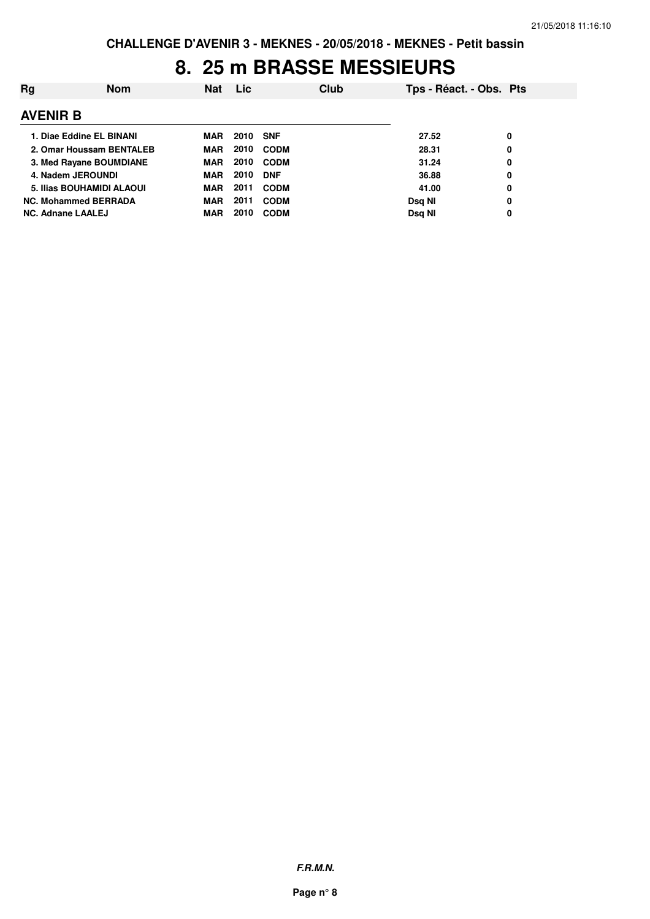**CHALLENGE D'AVENIR 3 - MEKNES - 20/05/2018 - MEKNES - Petit bassin**

# 8. 25 m BRASSE MESSIEURS

| Rg | Nom | Nat | Lic | Club | Tps - Réact. - Obs. | Pts |
|---|---|---|---|---|---|---|
| **AVENIR B** | | | | | | |
| 1. | Diae Eddine EL BINANI | MAR | 2010 | SNF | 27.52 | 0 |
| 2. | Omar Houssam BENTALEB | MAR | 2010 | CODM | 28.31 | 0 |
| 3. | Med Rayane BOUMDIANE | MAR | 2010 | CODM | 31.24 | 0 |
| 4. | Nadem JEROUNDI | MAR | 2010 | DNF | 36.88 | 0 |
| 5. | Ilias BOUHAMIDI ALAOUI | MAR | 2011 | CODM | 41.00 | 0 |
| NC. | Mohammed BERRADA | MAR | 2011 | CODM | Dsq NI | 0 |
| NC. | Adnane LAALEJ | MAR | 2010 | CODM | Dsq NI | 0 |

***F.R.M.N.***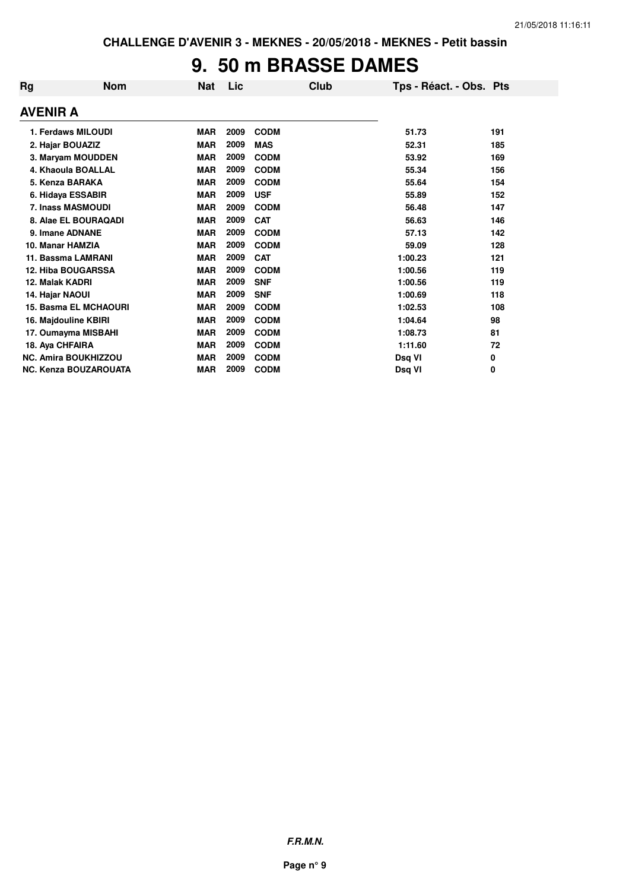CHALLENGE D'AVENIR 3 - MEKNES - 20/05/2018 - MEKNES - Petit bassin

# 9. 50 m BRASSE DAMES

| Rg | Nom | Nat | Lic | Club | Tps - Réact. - Obs. | Pts |
|---|---|---|---|---|---|---|
| **AVENIR A** | | | | | | |
| 1. | Ferdaws MILOUDI | MAR | 2009 | CODM | 51.73 | 191 |
| 2. | Hajar BOUAZIZ | MAR | 2009 | MAS | 52.31 | 185 |
| 3. | Maryam MOUDDEN | MAR | 2009 | CODM | 53.92 | 169 |
| 4. | Khaoula BOALLAL | MAR | 2009 | CODM | 55.34 | 156 |
| 5. | Kenza BARAKA | MAR | 2009 | CODM | 55.64 | 154 |
| 6. | Hidaya ESSABIR | MAR | 2009 | USF | 55.89 | 152 |
| 7. | Inass MASMOUDI | MAR | 2009 | CODM | 56.48 | 147 |
| 8. | Alae EL BOURAQADI | MAR | 2009 | CAT | 56.63 | 146 |
| 9. | Imane ADNANE | MAR | 2009 | CODM | 57.13 | 142 |
| 10. | Manar HAMZIA | MAR | 2009 | CODM | 59.09 | 128 |
| 11. | Bassma LAMRANI | MAR | 2009 | CAT | 1:00.23 | 121 |
| 12. | Hiba BOUGARSSA | MAR | 2009 | CODM | 1:00.56 | 119 |
| 12. | Malak KADRI | MAR | 2009 | SNF | 1:00.56 | 119 |
| 14. | Hajar NAOUI | MAR | 2009 | SNF | 1:00.69 | 118 |
| 15. | Basma EL MCHAOURI | MAR | 2009 | CODM | 1:02.53 | 108 |
| 16. | Majdouline KBIRI | MAR | 2009 | CODM | 1:04.64 | 98 |
| 17. | Oumayma MISBAHI | MAR | 2009 | CODM | 1:08.73 | 81 |
| 18. | Aya CHFAIRA | MAR | 2009 | CODM | 1:11.60 | 72 |
| NC. | Amira BOUKHIZZOU | MAR | 2009 | CODM | Dsq VI | 0 |
| NC. | Kenza BOUZAROUATA | MAR | 2009 | CODM | Dsq VI | 0 |

***F.R.M.N.***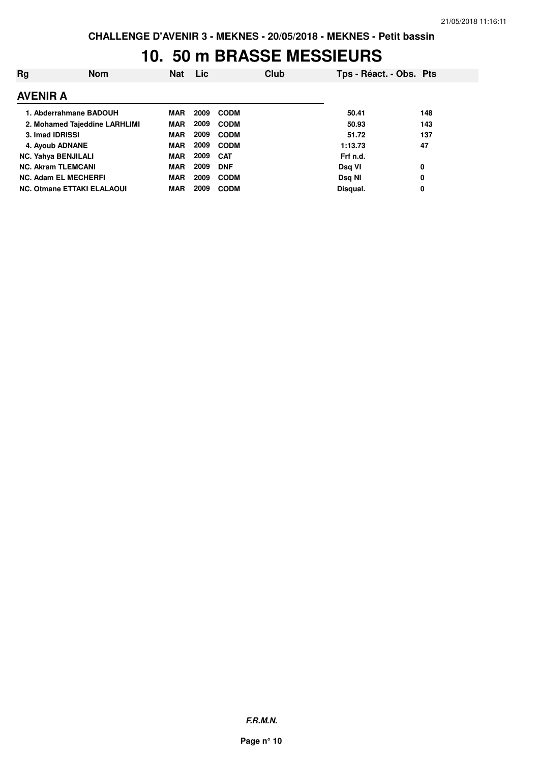CHALLENGE D'AVENIR 3 - MEKNES - 20/05/2018 - MEKNES - Petit bassin

# 10. 50 m BRASSE MESSIEURS

| Rg | Nom | Nat | Lic | Club | Tps - Réact. - Obs. | Pts |
|---|---|---|---|---|---|---|
| **AVENIR A** | | | | | | |
| 1. | Abderrahmane BADOUH | MAR | 2009 | CODM | 50.41 | 148 |
| 2. | Mohamed Tajeddine LARHLIMI | MAR | 2009 | CODM | 50.93 | 143 |
| 3. | Imad IDRISSI | MAR | 2009 | CODM | 51.72 | 137 |
| 4. | Ayoub ADNANE | MAR | 2009 | CODM | 1:13.73 | 47 |
| NC. | Yahya BENJILALI | MAR | 2009 | CAT | Frf n.d. | |
| NC. | Akram TLEMCANI | MAR | 2009 | DNF | Dsq VI | 0 |
| NC. | Adam EL MECHERFI | MAR | 2009 | CODM | Dsq NI | 0 |
| NC. | Otmane ETTAKI ELALAOUI | MAR | 2009 | CODM | Disqual. | 0 |

*F.R.M.N.*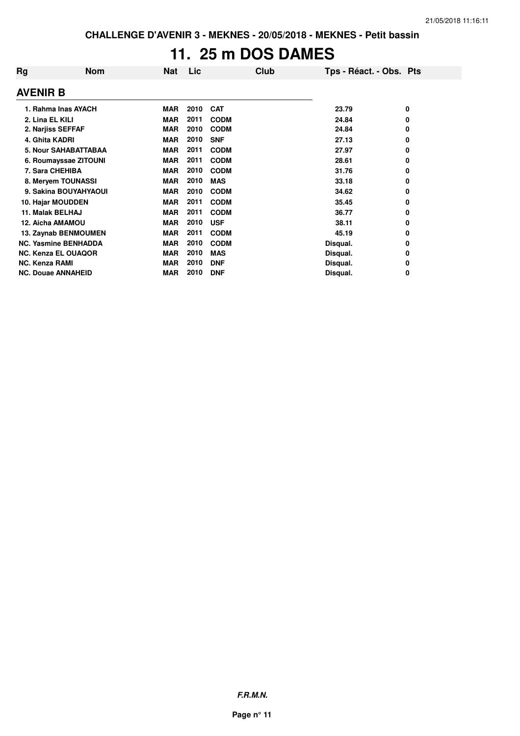CHALLENGE D'AVENIR 3 - MEKNES - 20/05/2018 - MEKNES - Petit bassin

# 11. 25 m DOS DAMES

| Rg | Nom | Nat | Lic | Club | Tps - Réact. - Obs. | Pts |
|---|---|---|---|---|---|---|
| **AVENIR B** | | | | | | |
| 1. | Rahma Inas AYACH | MAR | 2010 | CAT | 23.79 | 0 |
| 2. | Lina EL KILI | MAR | 2011 | CODM | 24.84 | 0 |
| 2. | Narjiss SEFFAF | MAR | 2010 | CODM | 24.84 | 0 |
| 4. | Ghita KADRI | MAR | 2010 | SNF | 27.13 | 0 |
| 5. | Nour SAHABATTABAA | MAR | 2011 | CODM | 27.97 | 0 |
| 6. | Roumayssae ZITOUNI | MAR | 2011 | CODM | 28.61 | 0 |
| 7. | Sara CHEHIBA | MAR | 2010 | CODM | 31.76 | 0 |
| 8. | Meryem TOUNASSI | MAR | 2010 | MAS | 33.18 | 0 |
| 9. | Sakina BOUYAHYAOUI | MAR | 2010 | CODM | 34.62 | 0 |
| 10. | Hajar MOUDDEN | MAR | 2011 | CODM | 35.45 | 0 |
| 11. | Malak BELHAJ | MAR | 2011 | CODM | 36.77 | 0 |
| 12. | Aicha AMAMOU | MAR | 2010 | USF | 38.11 | 0 |
| 13. | Zaynab BENMOUMEN | MAR | 2011 | CODM | 45.19 | 0 |
| NC. | Yasmine BENHADDA | MAR | 2010 | CODM | Disqual. | 0 |
| NC. | Kenza EL OUAQOR | MAR | 2010 | MAS | Disqual. | 0 |
| NC. | Kenza RAMI | MAR | 2010 | DNF | Disqual. | 0 |
| NC. | Douae ANNAHEID | MAR | 2010 | DNF | Disqual. | 0 |

*F.R.M.N.*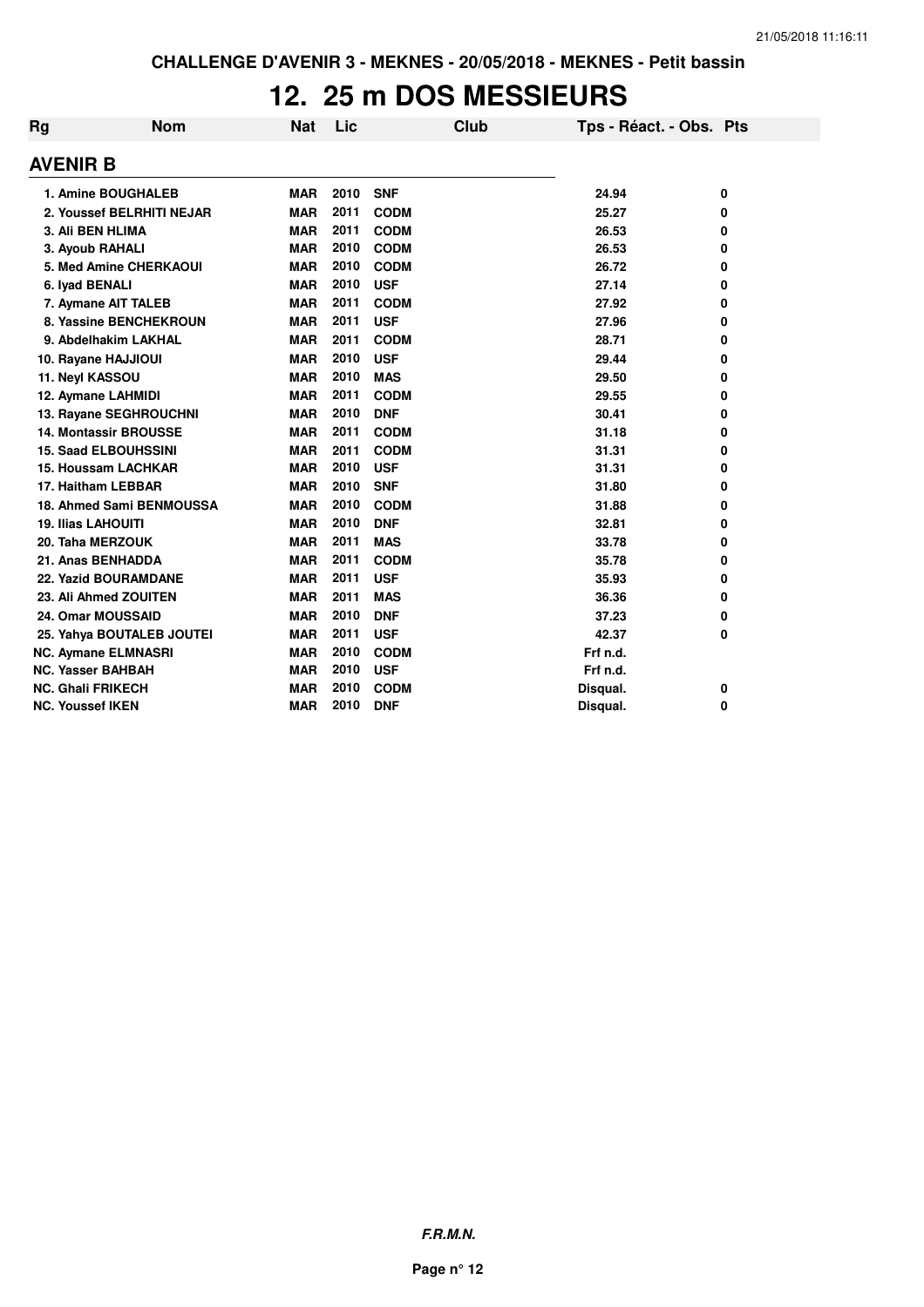CHALLENGE D'AVENIR 3 - MEKNES - 20/05/2018 - MEKNES - Petit bassin

# 12. 25 m DOS MESSIEURS

## AVENIR B

| Rg | Nom | Nat | Lic | Club | Tps - Réact. - Obs. | Pts |
|---|---|---|---|---|---|---|
| 1. | Amine BOUGHALEB | MAR | 2010 | SNF | 24.94 | 0 |
| 2. | Youssef BELRHITI NEJAR | MAR | 2011 | CODM | 25.27 | 0 |
| 3. | Ali BEN HLIMA | MAR | 2011 | CODM | 26.53 | 0 |
| 3. | Ayoub RAHALI | MAR | 2010 | CODM | 26.53 | 0 |
| 5. | Med Amine CHERKAOUI | MAR | 2010 | CODM | 26.72 | 0 |
| 6. | Iyad BENALI | MAR | 2010 | USF | 27.14 | 0 |
| 7. | Aymane AIT TALEB | MAR | 2011 | CODM | 27.92 | 0 |
| 8. | Yassine BENCHEKROUN | MAR | 2011 | USF | 27.96 | 0 |
| 9. | Abdelhakim LAKHAL | MAR | 2011 | CODM | 28.71 | 0 |
| 10. | Rayane HAJJIOUI | MAR | 2010 | USF | 29.44 | 0 |
| 11. | Neyl KASSOU | MAR | 2010 | MAS | 29.50 | 0 |
| 12. | Aymane LAHMIDI | MAR | 2011 | CODM | 29.55 | 0 |
| 13. | Rayane SEGHROUCHNI | MAR | 2010 | DNF | 30.41 | 0 |
| 14. | Montassir BROUSSE | MAR | 2011 | CODM | 31.18 | 0 |
| 15. | Saad ELBOUHSSINI | MAR | 2011 | CODM | 31.31 | 0 |
| 15. | Houssam LACHKAR | MAR | 2010 | USF | 31.31 | 0 |
| 17. | Haitham LEBBAR | MAR | 2010 | SNF | 31.80 | 0 |
| 18. | Ahmed Sami BENMOUSSA | MAR | 2010 | CODM | 31.88 | 0 |
| 19. | Ilias LAHOUITI | MAR | 2010 | DNF | 32.81 | 0 |
| 20. | Taha MERZOUK | MAR | 2011 | MAS | 33.78 | 0 |
| 21. | Anas BENHADDA | MAR | 2011 | CODM | 35.78 | 0 |
| 22. | Yazid BOURAMDANE | MAR | 2011 | USF | 35.93 | 0 |
| 23. | Ali Ahmed ZOUITEN | MAR | 2011 | MAS | 36.36 | 0 |
| 24. | Omar MOUSSAID | MAR | 2010 | DNF | 37.23 | 0 |
| 25. | Yahya BOUTALEB JOUTEI | MAR | 2011 | USF | 42.37 | 0 |
| NC. | Aymane ELMNASRI | MAR | 2010 | CODM | Frf n.d. | |
| NC. | Yasser BAHBAH | MAR | 2010 | USF | Frf n.d. | |
| NC. | Ghali FRIKECH | MAR | 2010 | CODM | Disqual. | 0 |
| NC. | Youssef IKEN | MAR | 2010 | DNF | Disqual. | 0 |

*F.R.M.N.*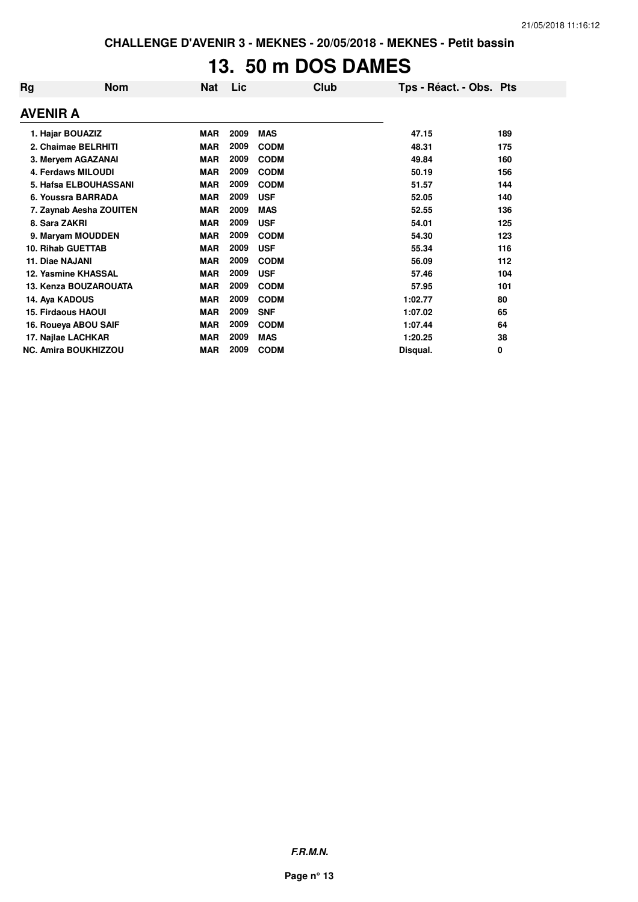CHALLENGE D'AVENIR 3 - MEKNES - 20/05/2018 - MEKNES - Petit bassin

# 13. 50 m DOS DAMES

| Rg | Nom | Nat | Lic | Club | Tps - Réact. - Obs. | Pts |
|---|---|---|---|---|---|---|
| **AVENIR A** | | | | | | |
| 1. | Hajar BOUAZIZ | MAR | 2009 | MAS | 47.15 | 189 |
| 2. | Chaimae BELRHITI | MAR | 2009 | CODM | 48.31 | 175 |
| 3. | Meryem AGAZANAI | MAR | 2009 | CODM | 49.84 | 160 |
| 4. | Ferdaws MILOUDI | MAR | 2009 | CODM | 50.19 | 156 |
| 5. | Hafsa ELBOUHASSANI | MAR | 2009 | CODM | 51.57 | 144 |
| 6. | Youssra BARRADA | MAR | 2009 | USF | 52.05 | 140 |
| 7. | Zaynab Aesha ZOUITEN | MAR | 2009 | MAS | 52.55 | 136 |
| 8. | Sara ZAKRI | MAR | 2009 | USF | 54.01 | 125 |
| 9. | Maryam MOUDDEN | MAR | 2009 | CODM | 54.30 | 123 |
| 10. | Rihab GUETTAB | MAR | 2009 | USF | 55.34 | 116 |
| 11. | Diae NAJANI | MAR | 2009 | CODM | 56.09 | 112 |
| 12. | Yasmine KHASSAL | MAR | 2009 | USF | 57.46 | 104 |
| 13. | Kenza BOUZAROUATA | MAR | 2009 | CODM | 57.95 | 101 |
| 14. | Aya KADOUS | MAR | 2009 | CODM | 1:02.77 | 80 |
| 15. | Firdaous HAOUI | MAR | 2009 | SNF | 1:07.02 | 65 |
| 16. | Roueya ABOU SAIF | MAR | 2009 | CODM | 1:07.44 | 64 |
| 17. | Najlae LACHKAR | MAR | 2009 | MAS | 1:20.25 | 38 |
| NC. | Amira BOUKHIZZOU | MAR | 2009 | CODM | Disqual. | 0 |

***F.R.M.N.***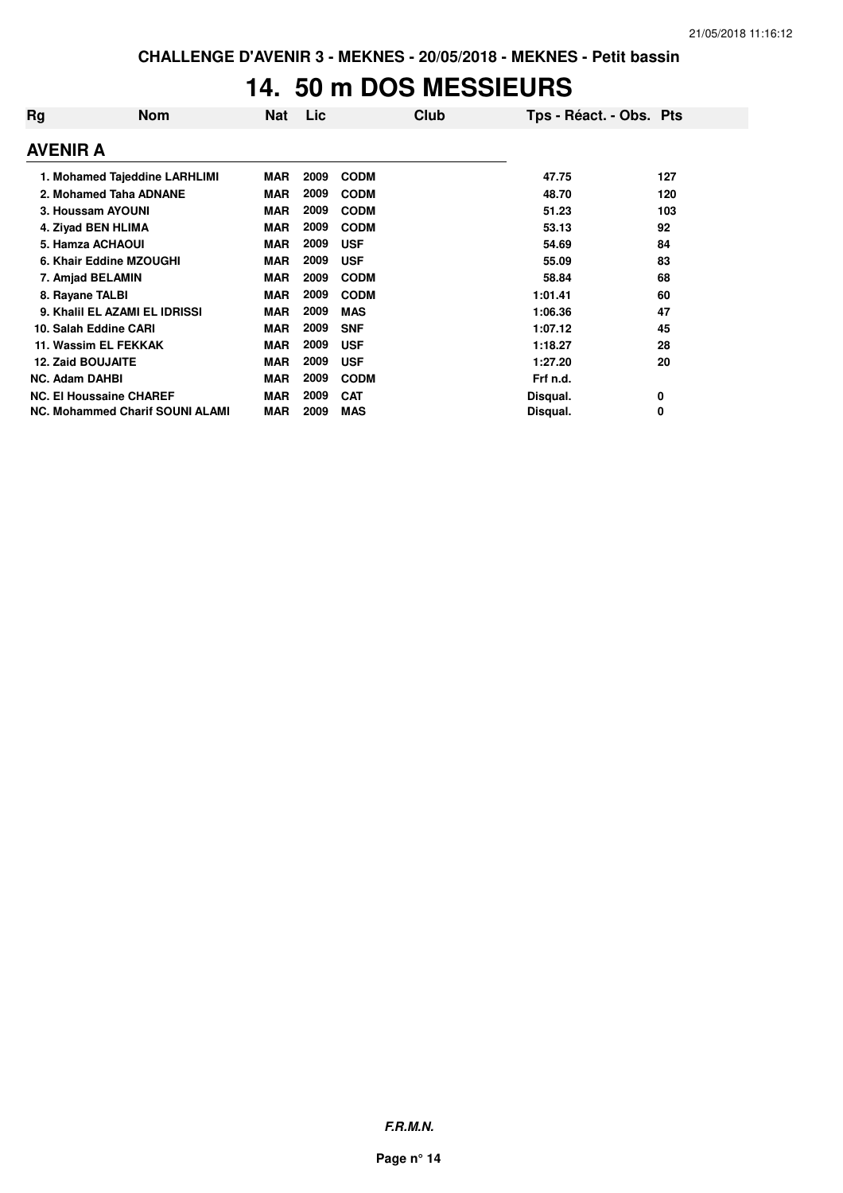CHALLENGE D'AVENIR 3 - MEKNES - 20/05/2018 - MEKNES - Petit bassin

# 14. 50 m DOS MESSIEURS

| Rg | Nom | Nat | Lic | Club | Tps - Réact. - Obs. | Pts |
|---|---|---|---|---|---|---|
| **AVENIR A** | | | | | | |
| 1. | Mohamed Tajeddine LARHLIMI | MAR | 2009 | CODM | 47.75 | 127 |
| 2. | Mohamed Taha ADNANE | MAR | 2009 | CODM | 48.70 | 120 |
| 3. | Houssam AYOUNI | MAR | 2009 | CODM | 51.23 | 103 |
| 4. | Ziyad BEN HLIMA | MAR | 2009 | CODM | 53.13 | 92 |
| 5. | Hamza ACHAOUI | MAR | 2009 | USF | 54.69 | 84 |
| 6. | Khair Eddine MZOUGHI | MAR | 2009 | USF | 55.09 | 83 |
| 7. | Amjad BELAMIN | MAR | 2009 | CODM | 58.84 | 68 |
| 8. | Rayane TALBI | MAR | 2009 | CODM | 1:01.41 | 60 |
| 9. | Khalil EL AZAMI EL IDRISSI | MAR | 2009 | MAS | 1:06.36 | 47 |
| 10. | Salah Eddine CARI | MAR | 2009 | SNF | 1:07.12 | 45 |
| 11. | Wassim EL FEKKAK | MAR | 2009 | USF | 1:18.27 | 28 |
| 12. | Zaid BOUJAITE | MAR | 2009 | USF | 1:27.20 | 20 |
| NC. | Adam DAHBI | MAR | 2009 | CODM | Frf n.d. | |
| NC. | El Houssaine CHAREF | MAR | 2009 | CAT | Disqual. | 0 |
| NC. | Mohammed Charif SOUNI ALAMI | MAR | 2009 | MAS | Disqual. | 0 |

*F.R.M.N.*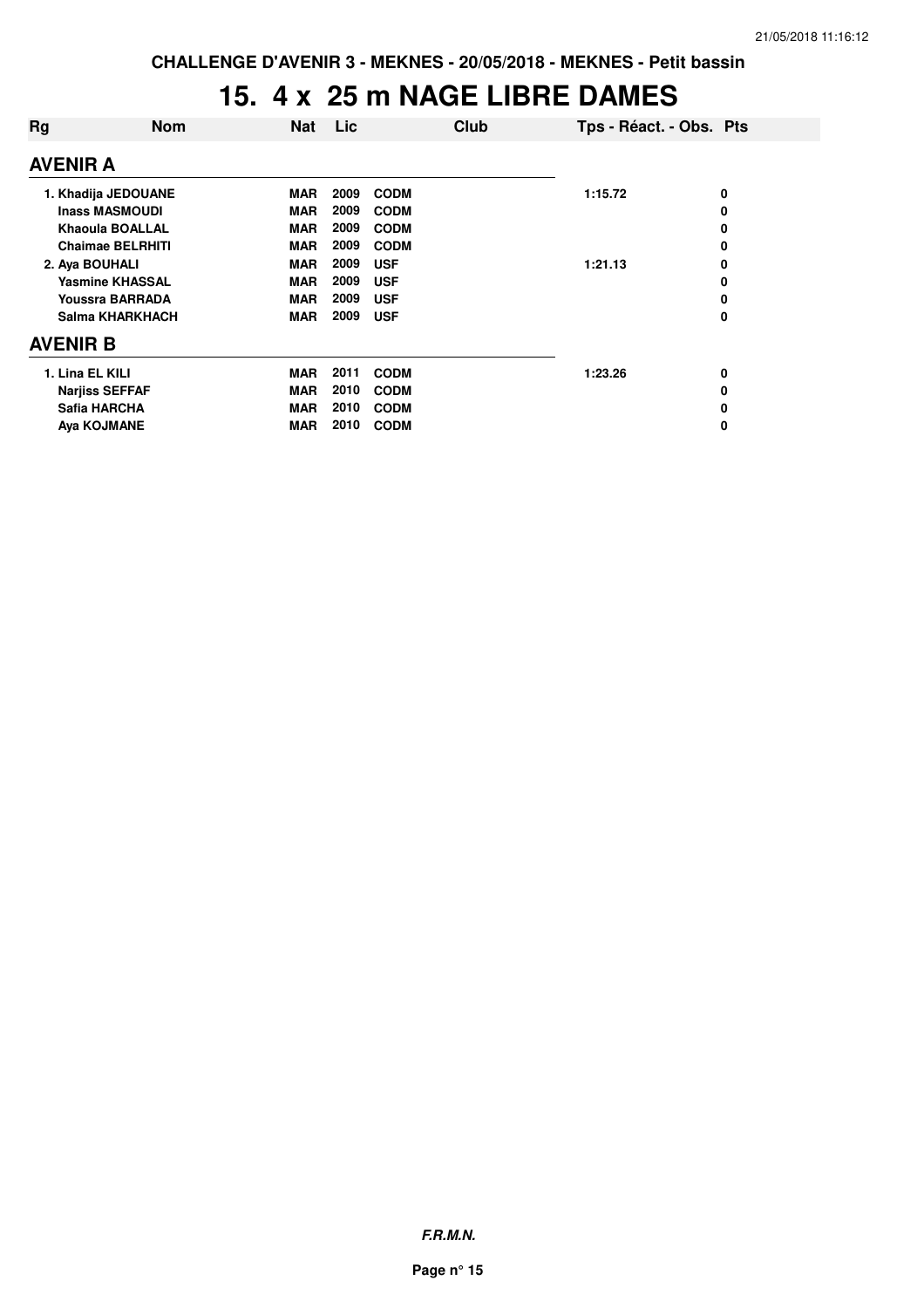CHALLENGE D'AVENIR 3 - MEKNES - 20/05/2018 - MEKNES - Petit bassin

# 15. 4 x 25 m NAGE LIBRE DAMES

| Rg | Nom | Nat | Lic | Club | Tps - Réact. - Obs. | Pts |
|---|---|---|---|---|---|---|
| **AVENIR A** | | | | | | |
| 1. | Khadija JEDOUANE | MAR | 2009 | CODM | 1:15.72 | 0 |
| | Inass MASMOUDI | MAR | 2009 | CODM | | 0 |
| | Khaoula BOALLAL | MAR | 2009 | CODM | | 0 |
| | Chaimae BELRHITI | MAR | 2009 | CODM | | 0 |
| 2. | Aya BOUHALI | MAR | 2009 | USF | 1:21.13 | 0 |
| | Yasmine KHASSAL | MAR | 2009 | USF | | 0 |
| | Youssra BARRADA | MAR | 2009 | USF | | 0 |
| | Salma KHARKHACH | MAR | 2009 | USF | | 0 |
| **AVENIR B** | | | | | | |
| 1. | Lina EL KILI | MAR | 2011 | CODM | 1:23.26 | 0 |
| | Narjiss SEFFAF | MAR | 2010 | CODM | | 0 |
| | Safia HARCHA | MAR | 2010 | CODM | | 0 |
| | Aya KOJMANE | MAR | 2010 | CODM | | 0 |

*F.R.M.N.*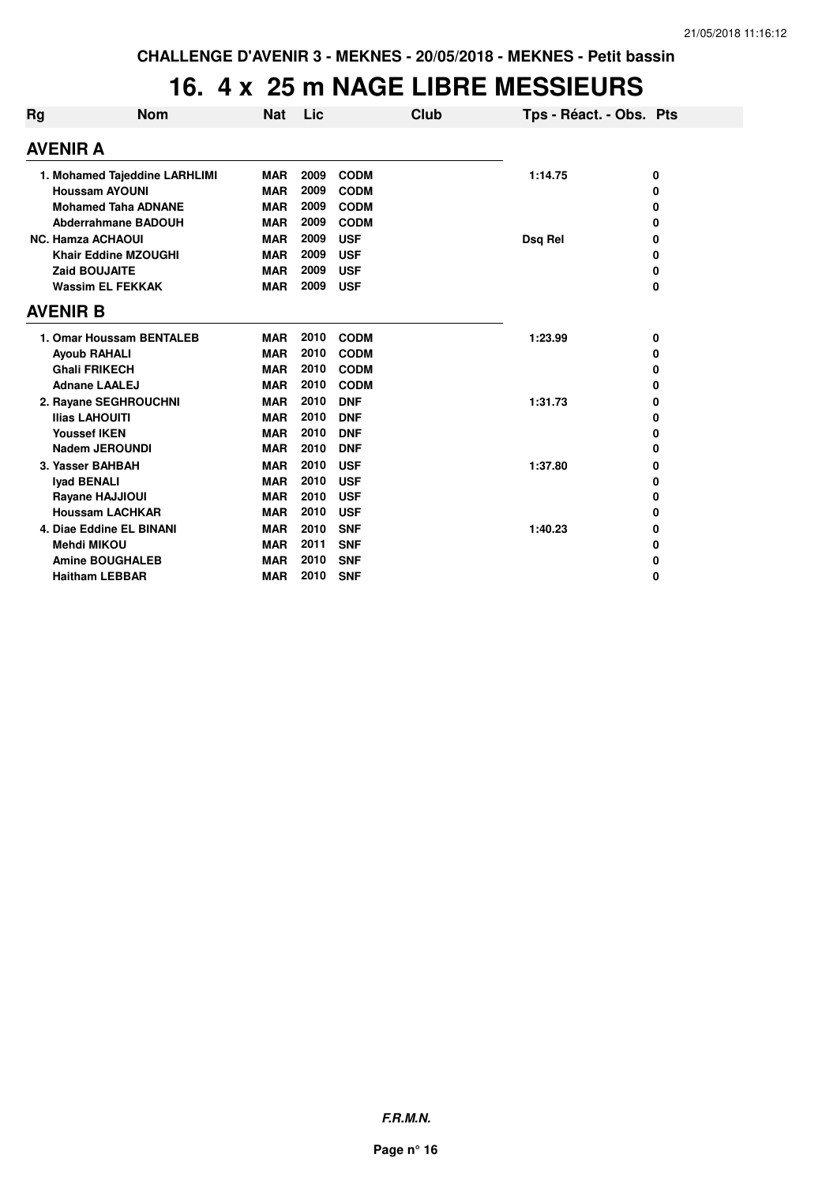# 16. 4 x 25 m NAGE LIBRE MESSIEURS

CHALLENGE D'AVENIR 3 - MEKNES - 20/05/2018 - MEKNES - Petit bassin

| Rg | Nom | Nat | Lic | Club | Tps - Réact. - Obs. | Pts |
|---|---|---|---|---|---|---|
| **AVENIR A** | | | | | | |
| 1. | Mohamed Tajeddine LARHLIMI | MAR | 2009 | CODM | 1:14.75 | 0 |
| | Houssam AYOUNI | MAR | 2009 | CODM | | 0 |
| | Mohamed Taha ADNANE | MAR | 2009 | CODM | | 0 |
| | Abderrahmane BADOUH | MAR | 2009 | CODM | | 0 |
| NC. | Hamza ACHAOUI | MAR | 2009 | USF | Dsq Rel | 0 |
| | Khair Eddine MZOUGHI | MAR | 2009 | USF | | 0 |
| | Zaid BOUJAITE | MAR | 2009 | USF | | 0 |
| | Wassim EL FEKKAK | MAR | 2009 | USF | | 0 |
| **AVENIR B** | | | | | | |
| 1. | Omar Houssam BENTALEB | MAR | 2010 | CODM | 1:23.99 | 0 |
| | Ayoub RAHALI | MAR | 2010 | CODM | | 0 |
| | Ghali FRIKECH | MAR | 2010 | CODM | | 0 |
| | Adnane LAALEJ | MAR | 2010 | CODM | | 0 |
| 2. | Rayane SEGHROUCHNI | MAR | 2010 | DNF | 1:31.73 | 0 |
| | Ilias LAHOUITI | MAR | 2010 | DNF | | 0 |
| | Youssef IKEN | MAR | 2010 | DNF | | 0 |
| | Nadem JEROUNDI | MAR | 2010 | DNF | | 0 |
| 3. | Yasser BAHBAH | MAR | 2010 | USF | 1:37.80 | 0 |
| | Iyad BENALI | MAR | 2010 | USF | | 0 |
| | Rayane HAJJIOUI | MAR | 2010 | USF | | 0 |
| | Houssam LACHKAR | MAR | 2010 | USF | | 0 |
| 4. | Diae Eddine EL BINANI | MAR | 2010 | SNF | 1:40.23 | 0 |
| | Mehdi MIKOU | MAR | 2011 | SNF | | 0 |
| | Amine BOUGHALEB | MAR | 2010 | SNF | | 0 |
| | Haitham LEBBAR | MAR | 2010 | SNF | | 0 |

*F.R.M.N.*